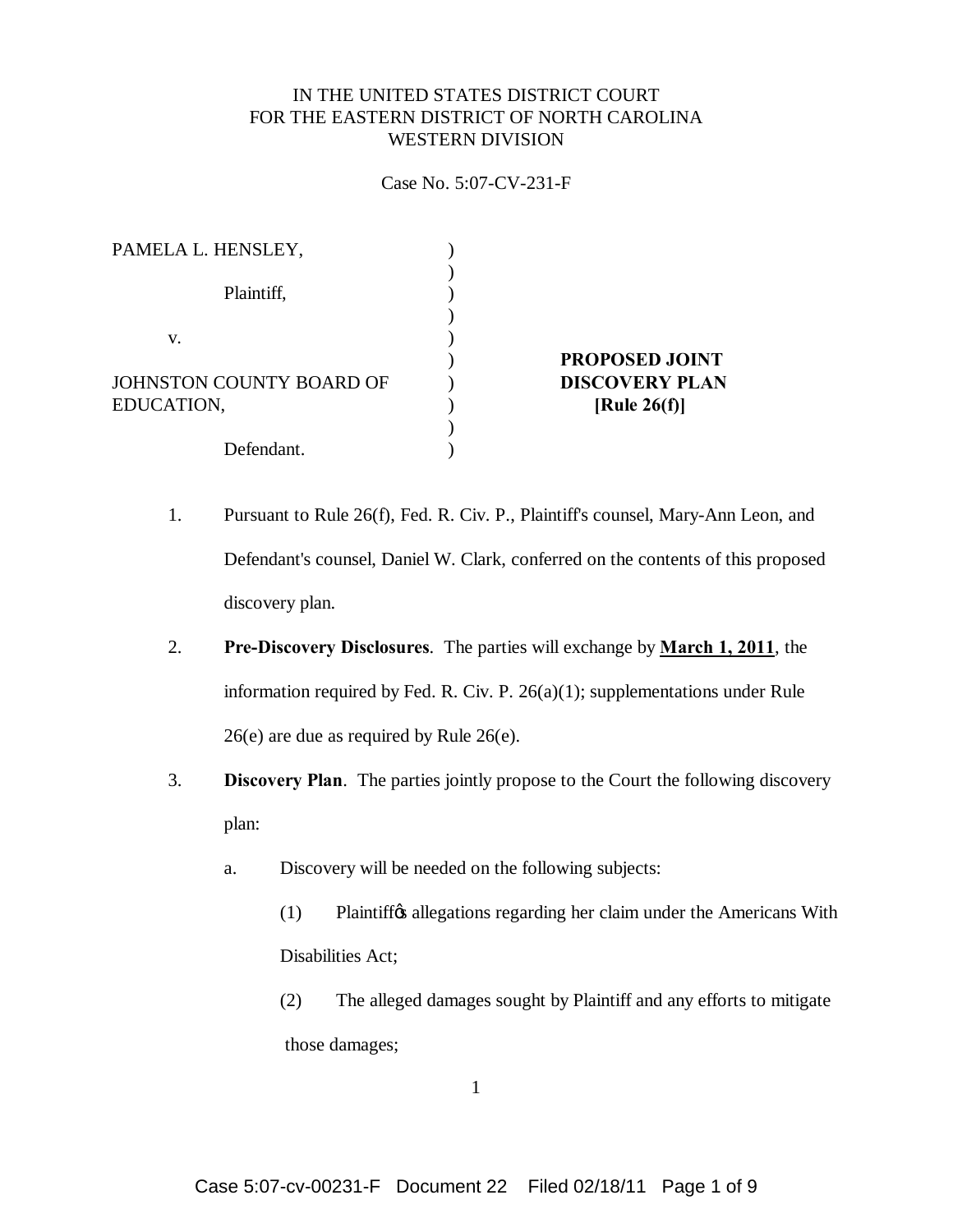IN THE UNITED STATES DISTRICT COURT
FOR THE EASTERN DISTRICT OF NORTH CAROLINA
WESTERN DIVISION

Case No. 5:07-CV-231-F

| | |
|---|---|
| PAMELA L. HENSLEY,<br><br>Plaintiff,<br><br>v.<br><br>JOHNSTON COUNTY BOARD OF EDUCATION,<br><br>Defendant. | **PROPOSED JOINT DISCOVERY PLAN [Rule 26(f)]** |

1. Pursuant to Rule 26(f), Fed. R. Civ. P., Plaintiff's counsel, Mary-Ann Leon, and Defendant's counsel, Daniel W. Clark, conferred on the contents of this proposed discovery plan.

2. **Pre-Discovery Disclosures**. The parties will exchange by **March 1, 2011**, the information required by Fed. R. Civ. P. 26(a)(1); supplementations under Rule 26(e) are due as required by Rule 26(e).

3. **Discovery Plan**. The parties jointly propose to the Court the following discovery plan:

   a. Discovery will be needed on the following subjects:

      (1) Plaintiff's allegations regarding her claim under the Americans With Disabilities Act;

      (2) The alleged damages sought by Plaintiff and any efforts to mitigate those damages;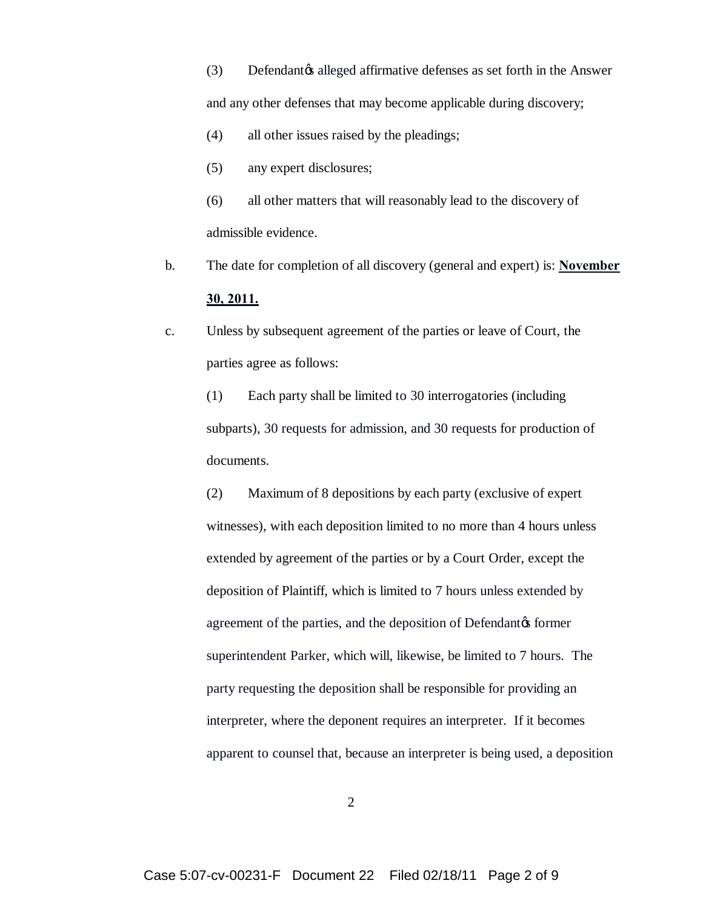(3) Defendant's alleged affirmative defenses as set forth in the Answer and any other defenses that may become applicable during discovery;

(4) all other issues raised by the pleadings;

(5) any expert disclosures;

(6) all other matters that will reasonably lead to the discovery of admissible evidence.

b. The date for completion of all discovery (general and expert) is: **November 30, 2011.**

c. Unless by subsequent agreement of the parties or leave of Court, the parties agree as follows:

(1) Each party shall be limited to 30 interrogatories (including subparts), 30 requests for admission, and 30 requests for production of documents.

(2) Maximum of 8 depositions by each party (exclusive of expert witnesses), with each deposition limited to no more than 4 hours unless extended by agreement of the parties or by a Court Order, except the deposition of Plaintiff, which is limited to 7 hours unless extended by agreement of the parties, and the deposition of Defendant's former superintendent Parker, which will, likewise, be limited to 7 hours. The party requesting the deposition shall be responsible for providing an interpreter, where the deponent requires an interpreter. If it becomes apparent to counsel that, because an interpreter is being used, a deposition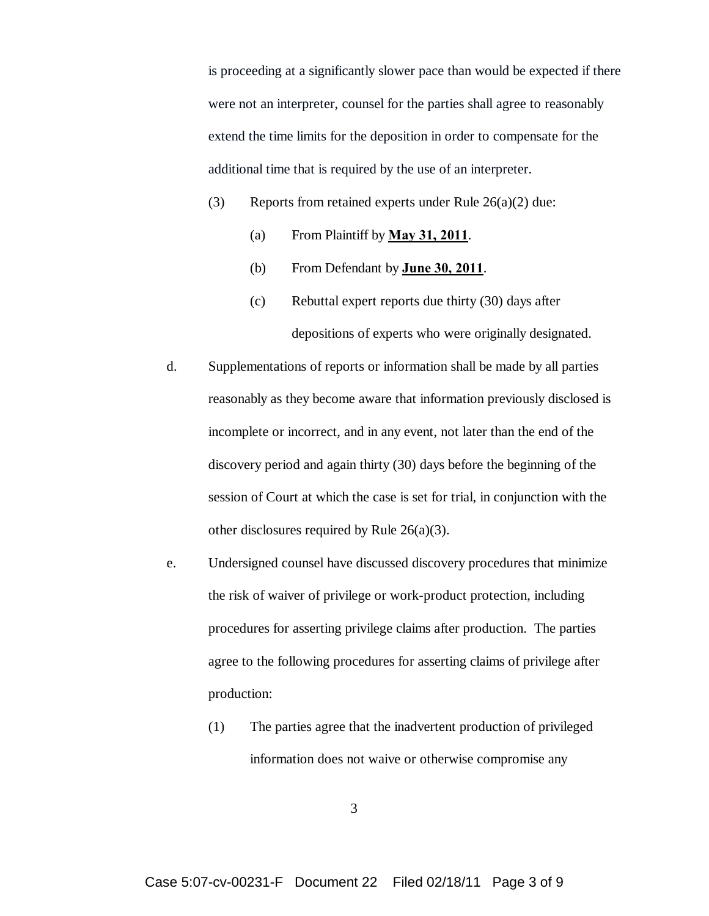is proceeding at a significantly slower pace than would be expected if there were not an interpreter, counsel for the parties shall agree to reasonably extend the time limits for the deposition in order to compensate for the additional time that is required by the use of an interpreter.

(3) Reports from retained experts under Rule 26(a)(2) due:

(a) From Plaintiff by **May 31, 2011**.

(b) From Defendant by **June 30, 2011**.

(c) Rebuttal expert reports due thirty (30) days after depositions of experts who were originally designated.

d. Supplementations of reports or information shall be made by all parties reasonably as they become aware that information previously disclosed is incomplete or incorrect, and in any event, not later than the end of the discovery period and again thirty (30) days before the beginning of the session of Court at which the case is set for trial, in conjunction with the other disclosures required by Rule 26(a)(3).

e. Undersigned counsel have discussed discovery procedures that minimize the risk of waiver of privilege or work-product protection, including procedures for asserting privilege claims after production. The parties agree to the following procedures for asserting claims of privilege after production:

(1) The parties agree that the inadvertent production of privileged information does not waive or otherwise compromise any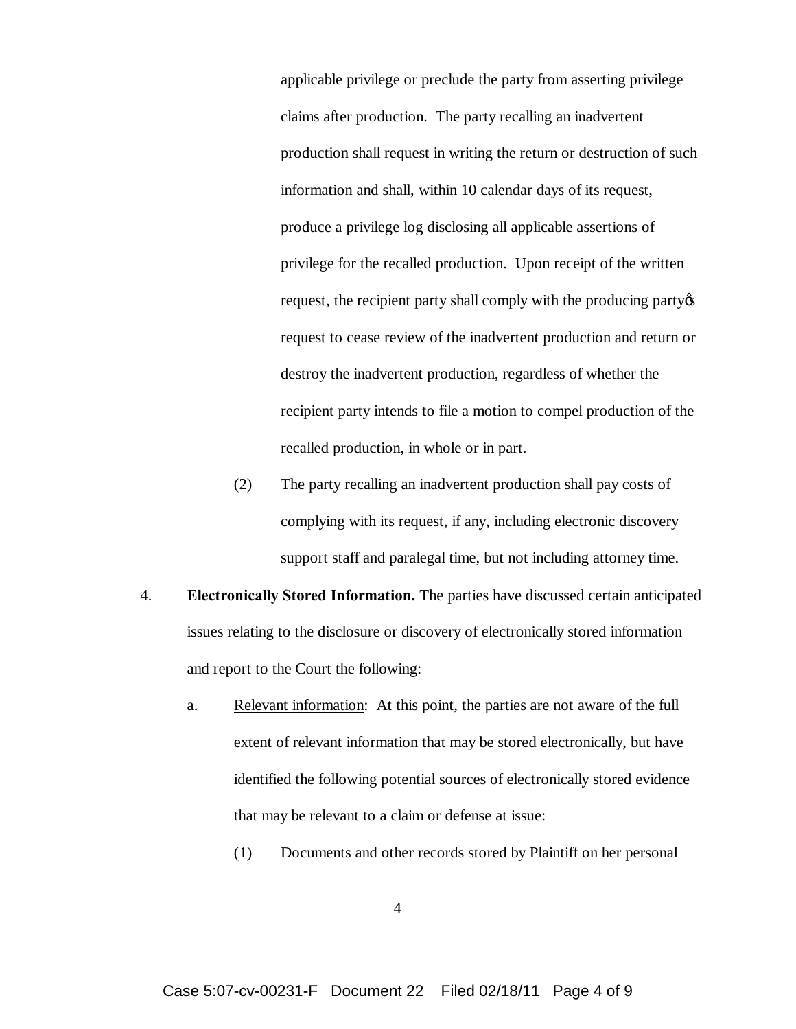applicable privilege or preclude the party from asserting privilege claims after production. The party recalling an inadvertent production shall request in writing the return or destruction of such information and shall, within 10 calendar days of its request, produce a privilege log disclosing all applicable assertions of privilege for the recalled production. Upon receipt of the written request, the recipient party shall comply with the producing party's request to cease review of the inadvertent production and return or destroy the inadvertent production, regardless of whether the recipient party intends to file a motion to compel production of the recalled production, in whole or in part.

(2) The party recalling an inadvertent production shall pay costs of complying with its request, if any, including electronic discovery support staff and paralegal time, but not including attorney time.

4. **Electronically Stored Information.** The parties have discussed certain anticipated issues relating to the disclosure or discovery of electronically stored information and report to the Court the following:

a. Relevant information: At this point, the parties are not aware of the full extent of relevant information that may be stored electronically, but have identified the following potential sources of electronically stored evidence that may be relevant to a claim or defense at issue:

(1) Documents and other records stored by Plaintiff on her personal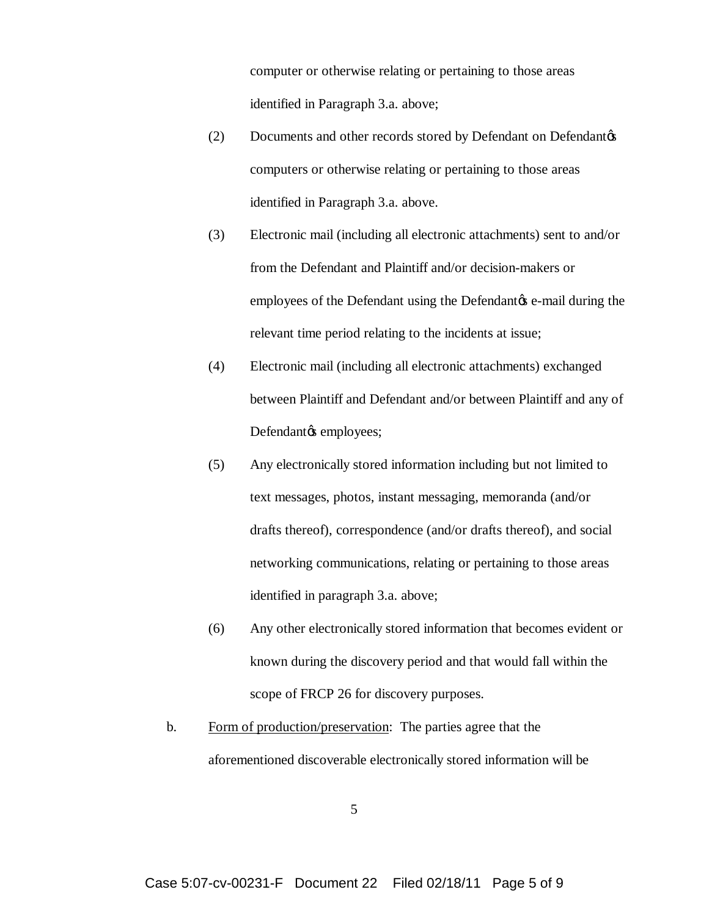computer or otherwise relating or pertaining to those areas identified in Paragraph 3.a. above;

(2) Documents and other records stored by Defendant on Defendant's computers or otherwise relating or pertaining to those areas identified in Paragraph 3.a. above.

(3) Electronic mail (including all electronic attachments) sent to and/or from the Defendant and Plaintiff and/or decision-makers or employees of the Defendant using the Defendant's e-mail during the relevant time period relating to the incidents at issue;

(4) Electronic mail (including all electronic attachments) exchanged between Plaintiff and Defendant and/or between Plaintiff and any of Defendant's employees;

(5) Any electronically stored information including but not limited to text messages, photos, instant messaging, memoranda (and/or drafts thereof), correspondence (and/or drafts thereof), and social networking communications, relating or pertaining to those areas identified in paragraph 3.a. above;

(6) Any other electronically stored information that becomes evident or known during the discovery period and that would fall within the scope of FRCP 26 for discovery purposes.

b. Form of production/preservation: The parties agree that the aforementioned discoverable electronically stored information will be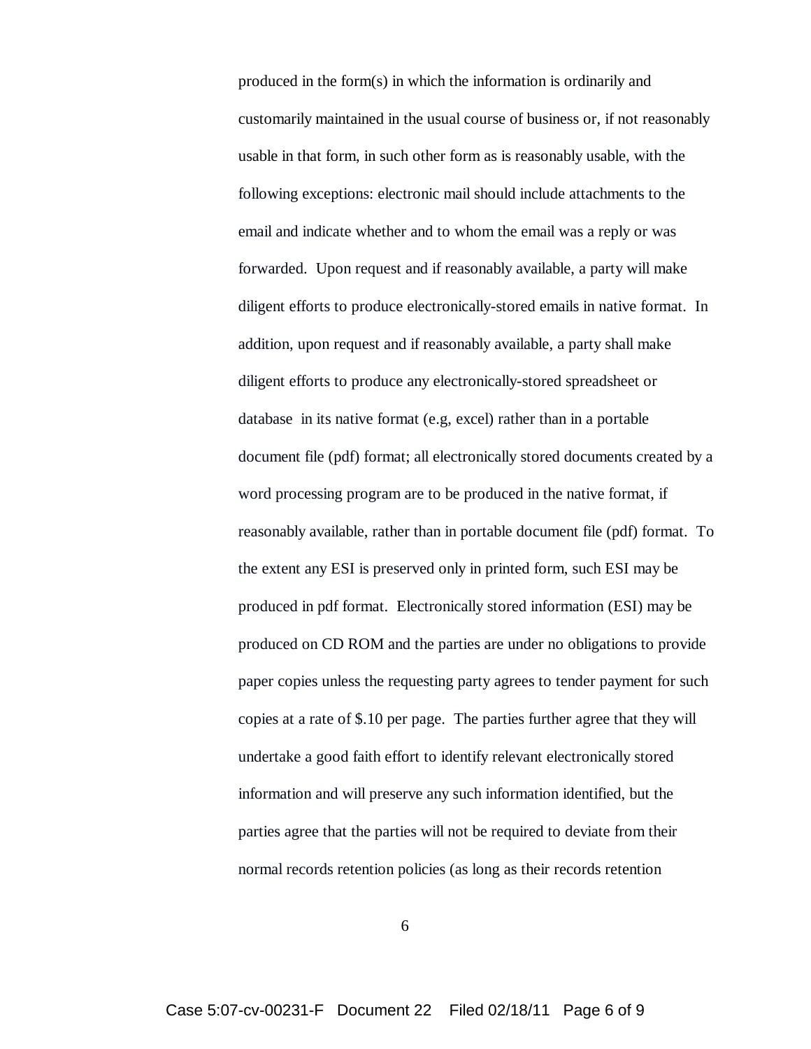produced in the form(s) in which the information is ordinarily and customarily maintained in the usual course of business or, if not reasonably usable in that form, in such other form as is reasonably usable, with the following exceptions: electronic mail should include attachments to the email and indicate whether and to whom the email was a reply or was forwarded. Upon request and if reasonably available, a party will make diligent efforts to produce electronically-stored emails in native format. In addition, upon request and if reasonably available, a party shall make diligent efforts to produce any electronically-stored spreadsheet or database in its native format (e.g, excel) rather than in a portable document file (pdf) format; all electronically stored documents created by a word processing program are to be produced in the native format, if reasonably available, rather than in portable document file (pdf) format. To the extent any ESI is preserved only in printed form, such ESI may be produced in pdf format. Electronically stored information (ESI) may be produced on CD ROM and the parties are under no obligations to provide paper copies unless the requesting party agrees to tender payment for such copies at a rate of $.10 per page. The parties further agree that they will undertake a good faith effort to identify relevant electronically stored information and will preserve any such information identified, but the parties agree that the parties will not be required to deviate from their normal records retention policies (as long as their records retention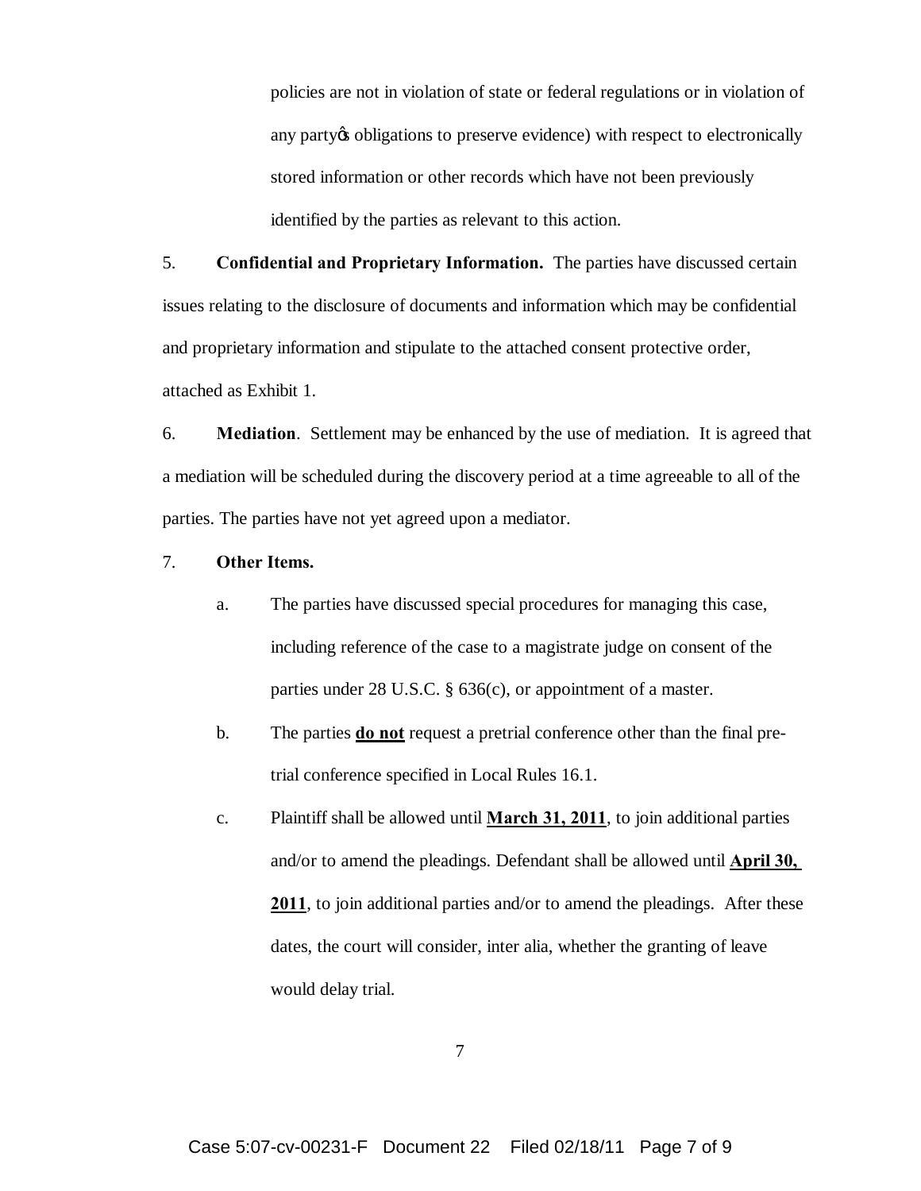policies are not in violation of state or federal regulations or in violation of any partyʼs obligations to preserve evidence) with respect to electronically stored information or other records which have not been previously identified by the parties as relevant to this action.

5. **Confidential and Proprietary Information.** The parties have discussed certain issues relating to the disclosure of documents and information which may be confidential and proprietary information and stipulate to the attached consent protective order, attached as Exhibit 1.

6. **Mediation**. Settlement may be enhanced by the use of mediation. It is agreed that a mediation will be scheduled during the discovery period at a time agreeable to all of the parties. The parties have not yet agreed upon a mediator.

7. **Other Items.**

   a. The parties have discussed special procedures for managing this case, including reference of the case to a magistrate judge on consent of the parties under 28 U.S.C. § 636(c), or appointment of a master.

   b. The parties <u>**do not**</u> request a pretrial conference other than the final pre-trial conference specified in Local Rules 16.1.

   c. Plaintiff shall be allowed until <u>**March 31, 2011**</u>, to join additional parties and/or to amend the pleadings. Defendant shall be allowed until <u>**April 30, 2011**</u>, to join additional parties and/or to amend the pleadings. After these dates, the court will consider, inter alia, whether the granting of leave would delay trial.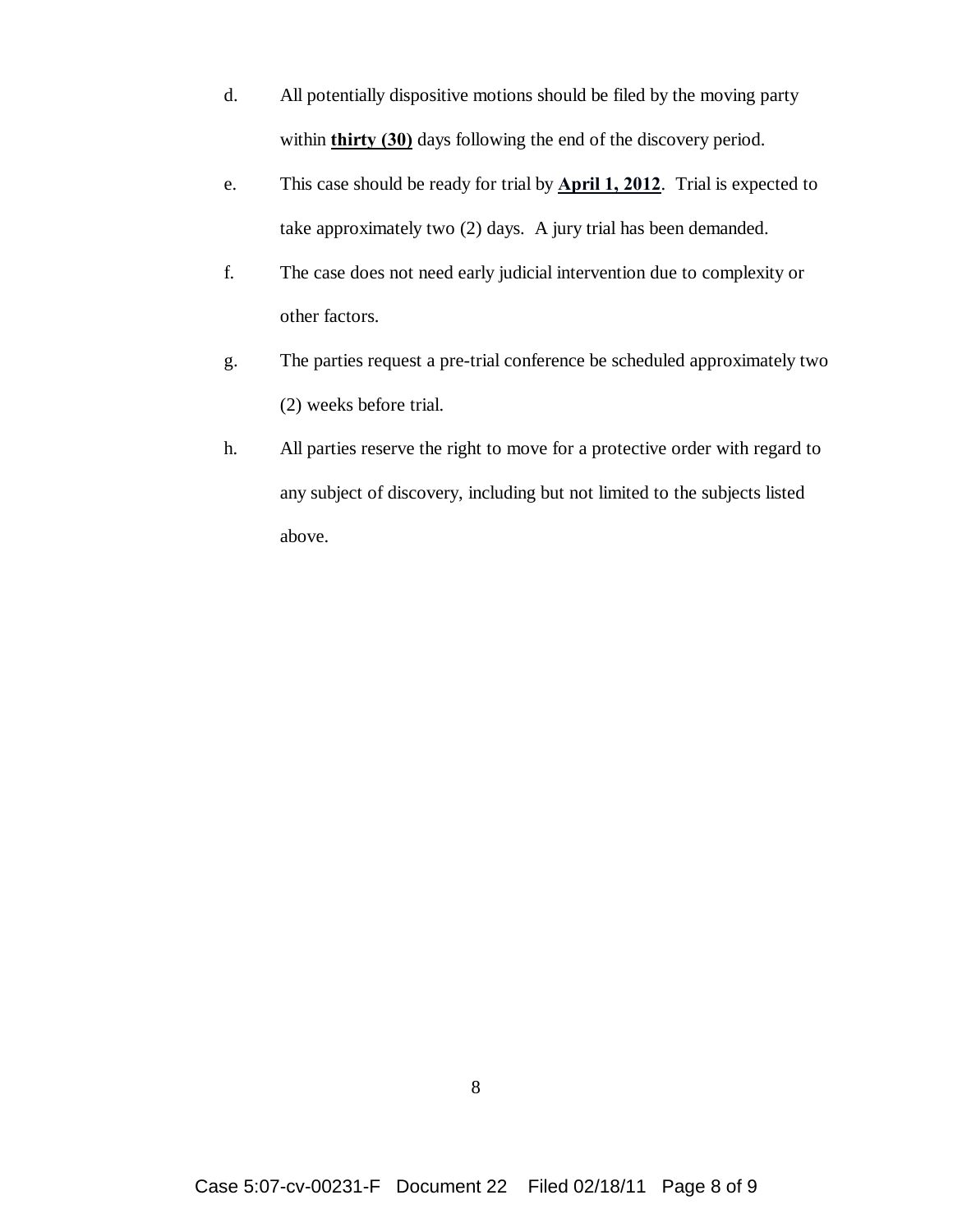d. All potentially dispositive motions should be filed by the moving party within **thirty (30)** days following the end of the discovery period.

e. This case should be ready for trial by **April 1, 2012**. Trial is expected to take approximately two (2) days. A jury trial has been demanded.

f. The case does not need early judicial intervention due to complexity or other factors.

g. The parties request a pre-trial conference be scheduled approximately two (2) weeks before trial.

h. All parties reserve the right to move for a protective order with regard to any subject of discovery, including but not limited to the subjects listed above.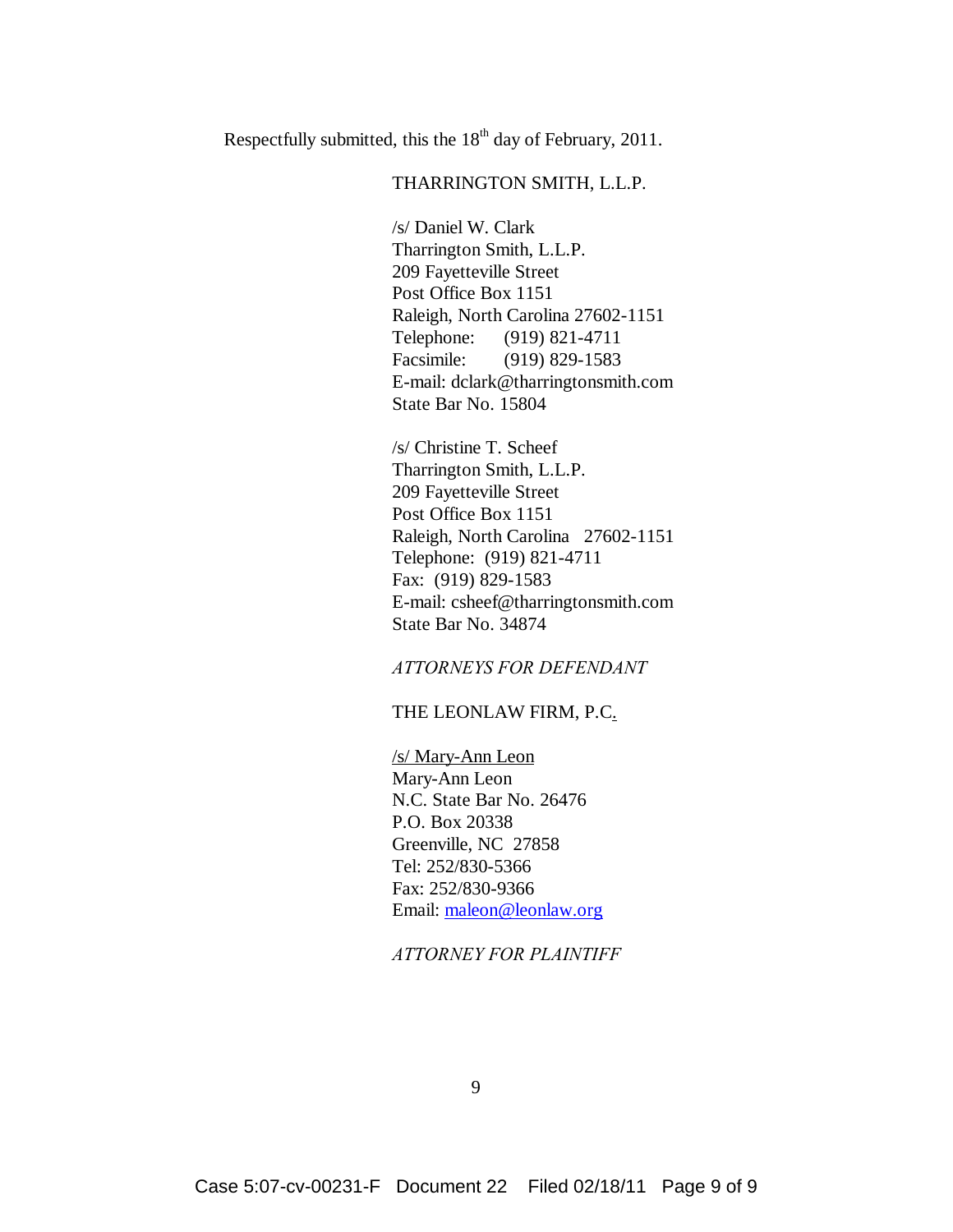Respectfully submitted, this the 18th day of February, 2011.

THARRINGTON SMITH, L.L.P.

/s/ Daniel W. Clark
Tharrington Smith, L.L.P.
209 Fayetteville Street
Post Office Box 1151
Raleigh, North Carolina 27602-1151
Telephone: (919) 821-4711
Facsimile: (919) 829-1583
E-mail: dclark@tharringtonsmith.com
State Bar No. 15804

/s/ Christine T. Scheef
Tharrington Smith, L.L.P.
209 Fayetteville Street
Post Office Box 1151
Raleigh, North Carolina 27602-1151
Telephone: (919) 821-4711
Fax: (919) 829-1583
E-mail: csheef@tharringtonsmith.com
State Bar No. 34874

*ATTORNEYS FOR DEFENDANT*

THE LEONLAW FIRM, P.C.

/s/ Mary-Ann Leon
Mary-Ann Leon
N.C. State Bar No. 26476
P.O. Box 20338
Greenville, NC 27858
Tel: 252/830-5366
Fax: 252/830-9366
Email: maleon@leonlaw.org

*ATTORNEY FOR PLAINTIFF*